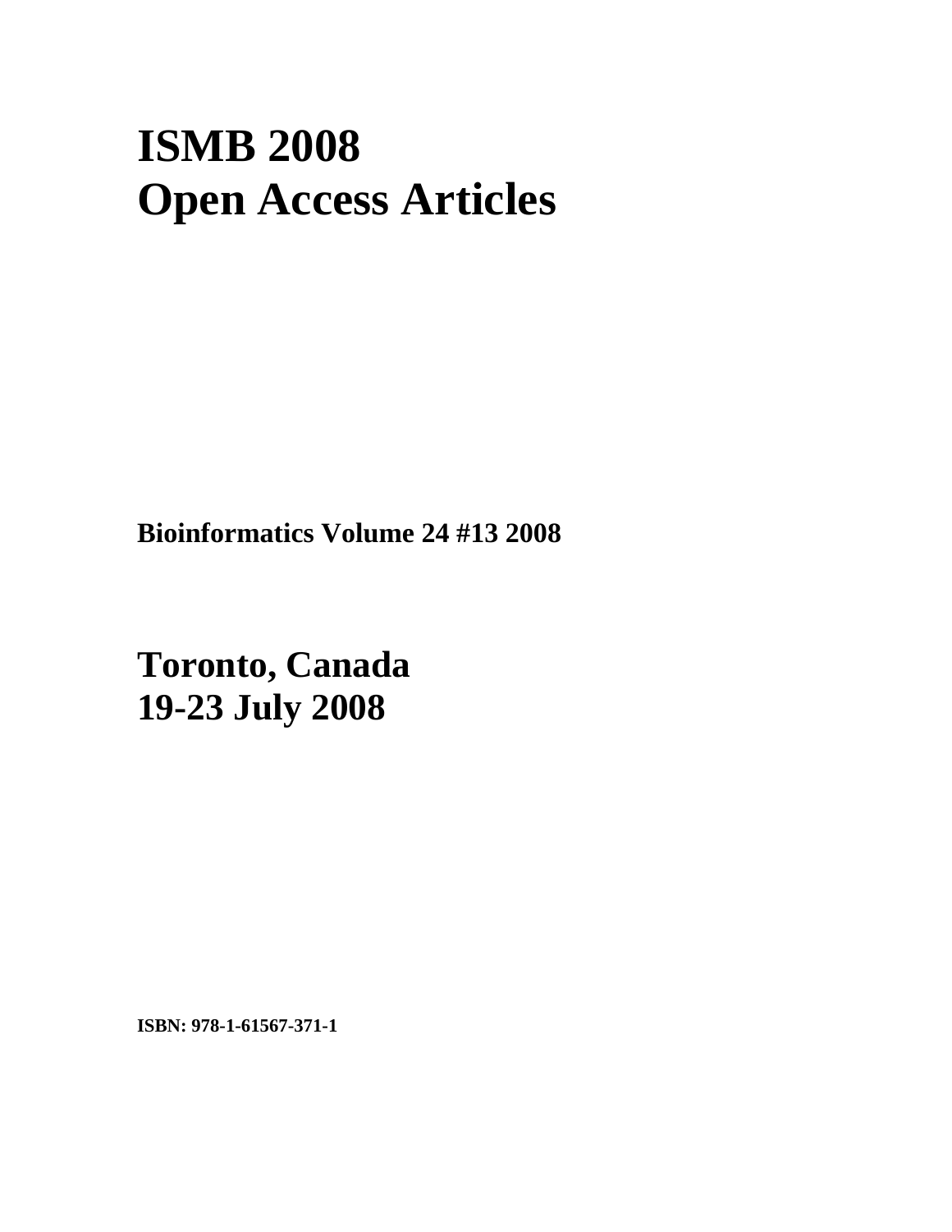# ISMB 2008
# Open Access Articles

**Bioinformatics Volume 24 #13 2008**

# Toronto, Canada
# 19-23 July 2008

**ISBN: 978-1-61567-371-1**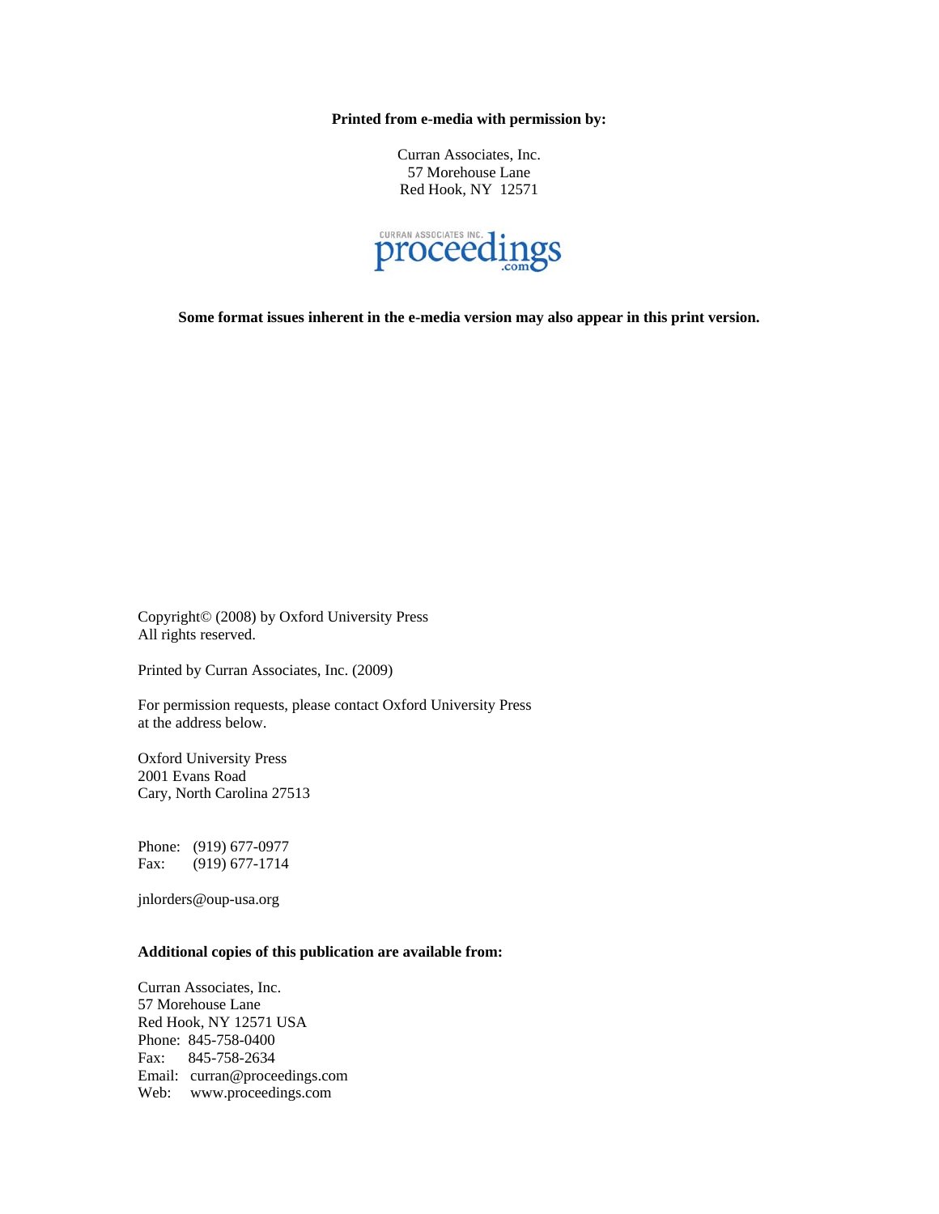**Printed from e-media with permission by:**

Curran Associates, Inc.
57 Morehouse Lane
Red Hook, NY 12571

CURRAN ASSOCIATES INC.
proceedings
.com

**Some format issues inherent in the e-media version may also appear in this print version.**

Copyright© (2008) by Oxford University Press
All rights reserved.

Printed by Curran Associates, Inc. (2009)

For permission requests, please contact Oxford University Press
at the address below.

Oxford University Press
2001 Evans Road
Cary, North Carolina 27513

Phone: (919) 677-0977
Fax: (919) 677-1714

jnlorders@oup-usa.org

**Additional copies of this publication are available from:**

Curran Associates, Inc.
57 Morehouse Lane
Red Hook, NY 12571 USA
Phone: 845-758-0400
Fax: 845-758-2634
Email: curran@proceedings.com
Web: www.proceedings.com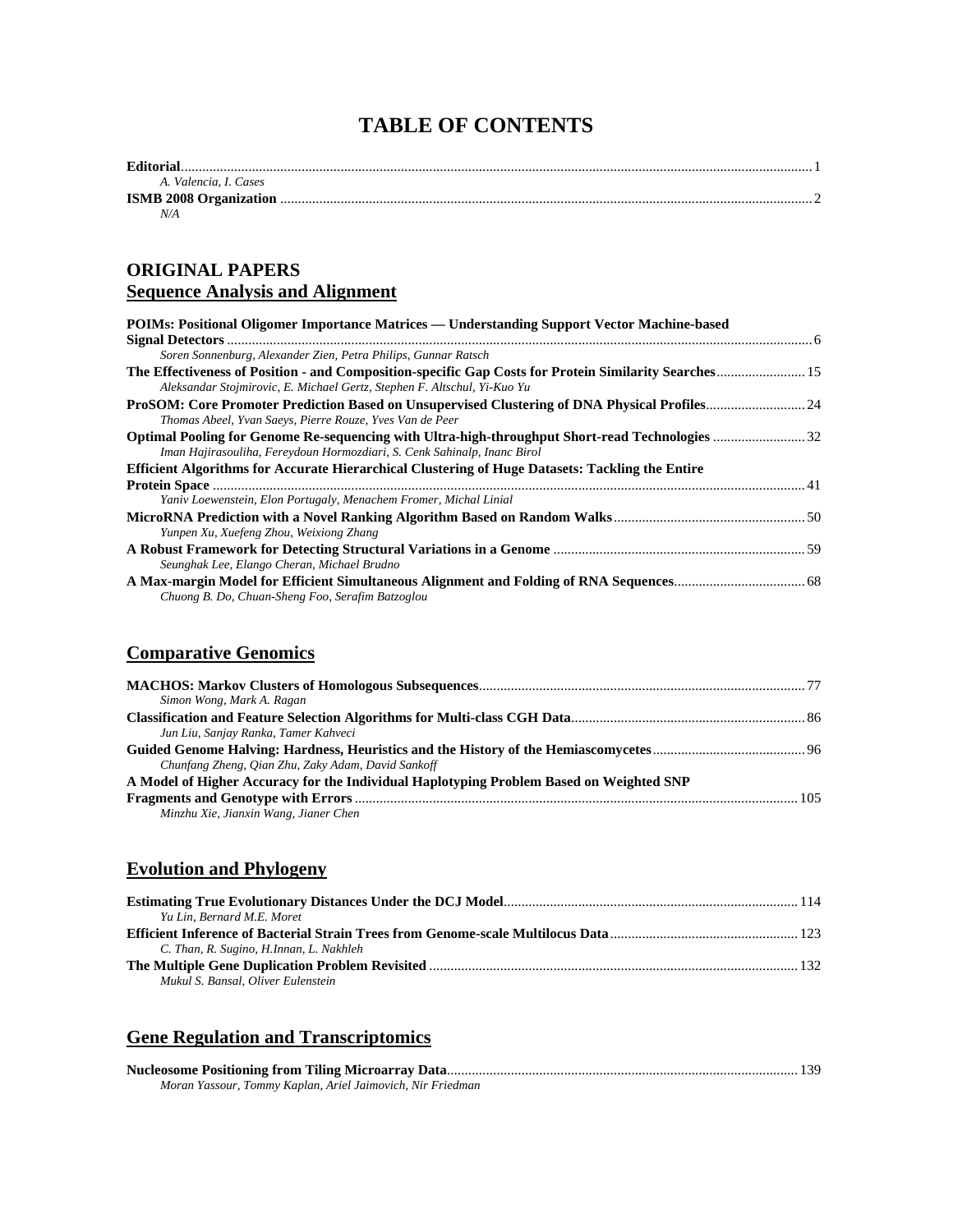# TABLE OF CONTENTS

**Editorial** ... 1
*A. Valencia, I. Cases*

**ISMB 2008 Organization** ... 2
*N/A*

## ORIGINAL PAPERS

### Sequence Analysis and Alignment

**POIMs: Positional Oligomer Importance Matrices — Understanding Support Vector Machine-based Signal Detectors** ... 6
*Soren Sonnenburg, Alexander Zien, Petra Philips, Gunnar Ratsch*

**The Effectiveness of Position - and Composition-specific Gap Costs for Protein Similarity Searches** ... 15
*Aleksandar Stojmirovic, E. Michael Gertz, Stephen F. Altschul, Yi-Kuo Yu*

**ProSOM: Core Promoter Prediction Based on Unsupervised Clustering of DNA Physical Profiles** ... 24
*Thomas Abeel, Yvan Saeys, Pierre Rouze, Yves Van de Peer*

**Optimal Pooling for Genome Re-sequencing with Ultra-high-throughput Short-read Technologies** ... 32
*Iman Hajirasouliha, Fereydoun Hormozdiari, S. Cenk Sahinalp, Inanc Birol*

**Efficient Algorithms for Accurate Hierarchical Clustering of Huge Datasets: Tackling the Entire Protein Space** ... 41
*Yaniv Loewenstein, Elon Portugaly, Menachem Fromer, Michal Linial*

**MicroRNA Prediction with a Novel Ranking Algorithm Based on Random Walks** ... 50
*Yunpen Xu, Xuefeng Zhou, Weixiong Zhang*

**A Robust Framework for Detecting Structural Variations in a Genome** ... 59
*Seunghak Lee, Elango Cheran, Michael Brudno*

**A Max-margin Model for Efficient Simultaneous Alignment and Folding of RNA Sequences** ... 68
*Chuong B. Do, Chuan-Sheng Foo, Serafim Batzoglou*

### Comparative Genomics

**MACHOS: Markov Clusters of Homologous Subsequences** ... 77
*Simon Wong, Mark A. Ragan*

**Classification and Feature Selection Algorithms for Multi-class CGH Data** ... 86
*Jun Liu, Sanjay Ranka, Tamer Kahveci*

**Guided Genome Halving: Hardness, Heuristics and the History of the Hemiascomycetes** ... 96
*Chunfang Zheng, Qian Zhu, Zaky Adam, David Sankoff*

**A Model of Higher Accuracy for the Individual Haplotyping Problem Based on Weighted SNP Fragments and Genotype with Errors** ... 105
*Minzhu Xie, Jianxin Wang, Jianer Chen*

### Evolution and Phylogeny

**Estimating True Evolutionary Distances Under the DCJ Model** ... 114
*Yu Lin, Bernard M.E. Moret*

**Efficient Inference of Bacterial Strain Trees from Genome-scale Multilocus Data** ... 123
*C. Than, R. Sugino, H.Innan, L. Nakhleh*

**The Multiple Gene Duplication Problem Revisited** ... 132
*Mukul S. Bansal, Oliver Eulenstein*

### Gene Regulation and Transcriptomics

**Nucleosome Positioning from Tiling Microarray Data** ... 139
*Moran Yassour, Tommy Kaplan, Ariel Jaimovich, Nir Friedman*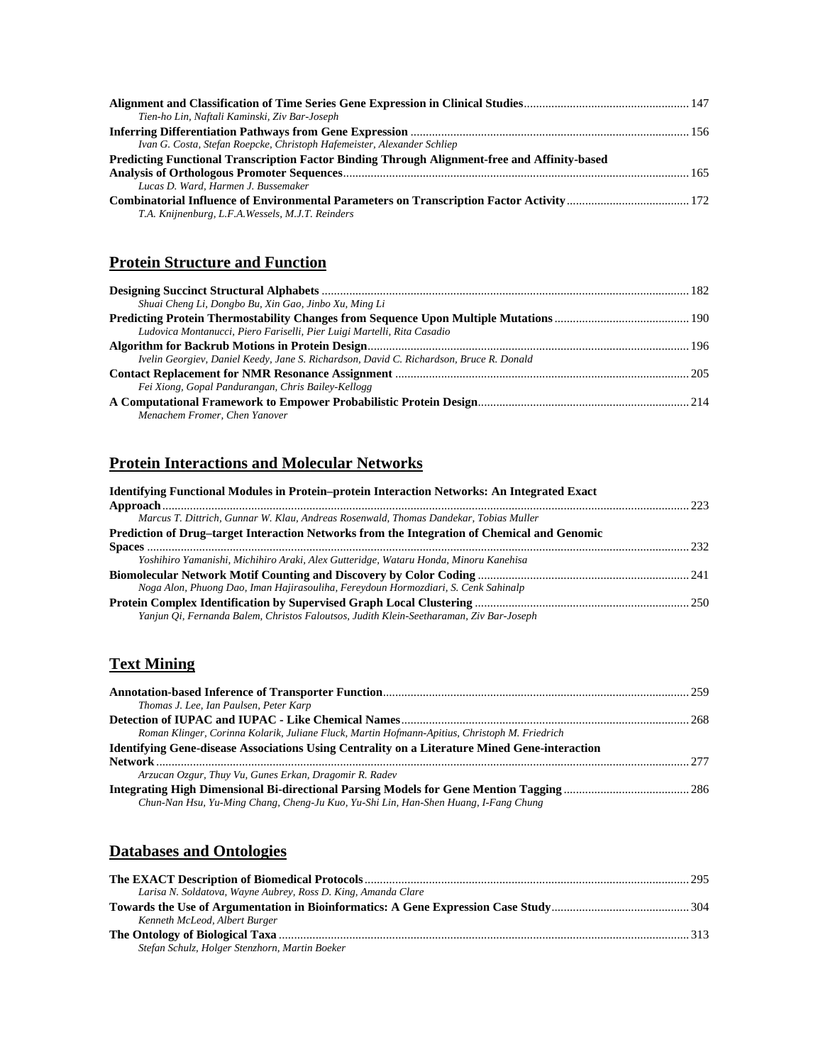**Alignment and Classification of Time Series Gene Expression in Clinical Studies** ... 147
*Tien-ho Lin, Naftali Kaminski, Ziv Bar-Joseph*

**Inferring Differentiation Pathways from Gene Expression** ... 156
*Ivan G. Costa, Stefan Roepcke, Christoph Hafemeister, Alexander Schliep*

**Predicting Functional Transcription Factor Binding Through Alignment-free and Affinity-based Analysis of Orthologous Promoter Sequences** ... 165
*Lucas D. Ward, Harmen J. Bussemaker*

**Combinatorial Influence of Environmental Parameters on Transcription Factor Activity** ... 172
*T.A. Knijnenburg, L.F.A.Wessels, M.J.T. Reinders*

## Protein Structure and Function

**Designing Succinct Structural Alphabets** ... 182
*Shuai Cheng Li, Dongbo Bu, Xin Gao, Jinbo Xu, Ming Li*

**Predicting Protein Thermostability Changes from Sequence Upon Multiple Mutations** ... 190
*Ludovica Montanucci, Piero Fariselli, Pier Luigi Martelli, Rita Casadio*

**Algorithm for Backrub Motions in Protein Design** ... 196
*Ivelin Georgiev, Daniel Keedy, Jane S. Richardson, David C. Richardson, Bruce R. Donald*

**Contact Replacement for NMR Resonance Assignment** ... 205
*Fei Xiong, Gopal Pandurangan, Chris Bailey-Kellogg*

**A Computational Framework to Empower Probabilistic Protein Design** ... 214
*Menachem Fromer, Chen Yanover*

## Protein Interactions and Molecular Networks

**Identifying Functional Modules in Protein–protein Interaction Networks: An Integrated Exact Approach** ... 223
*Marcus T. Dittrich, Gunnar W. Klau, Andreas Rosenwald, Thomas Dandekar, Tobias Muller*

**Prediction of Drug–target Interaction Networks from the Integration of Chemical and Genomic Spaces** ... 232
*Yoshihiro Yamanishi, Michihiro Araki, Alex Gutteridge, Wataru Honda, Minoru Kanehisa*

**Biomolecular Network Motif Counting and Discovery by Color Coding** ... 241
*Noga Alon, Phuong Dao, Iman Hajirasouliha, Fereydoun Hormozdiari, S. Cenk Sahinalp*

**Protein Complex Identification by Supervised Graph Local Clustering** ... 250
*Yanjun Qi, Fernanda Balem, Christos Faloutsos, Judith Klein-Seetharaman, Ziv Bar-Joseph*

## Text Mining

**Annotation-based Inference of Transporter Function** ... 259
*Thomas J. Lee, Ian Paulsen, Peter Karp*

**Detection of IUPAC and IUPAC - Like Chemical Names** ... 268
*Roman Klinger, Corinna Kolarik, Juliane Fluck, Martin Hofmann-Apitius, Christoph M. Friedrich*

**Identifying Gene-disease Associations Using Centrality on a Literature Mined Gene-interaction Network** ... 277
*Arzucan Ozgur, Thuy Vu, Gunes Erkan, Dragomir R. Radev*

**Integrating High Dimensional Bi-directional Parsing Models for Gene Mention Tagging** ... 286
*Chun-Nan Hsu, Yu-Ming Chang, Cheng-Ju Kuo, Yu-Shi Lin, Han-Shen Huang, I-Fang Chung*

## Databases and Ontologies

**The EXACT Description of Biomedical Protocols** ... 295
*Larisa N. Soldatova, Wayne Aubrey, Ross D. King, Amanda Clare*

**Towards the Use of Argumentation in Bioinformatics: A Gene Expression Case Study** ... 304
*Kenneth McLeod, Albert Burger*

**The Ontology of Biological Taxa** ... 313
*Stefan Schulz, Holger Stenzhorn, Martin Boeker*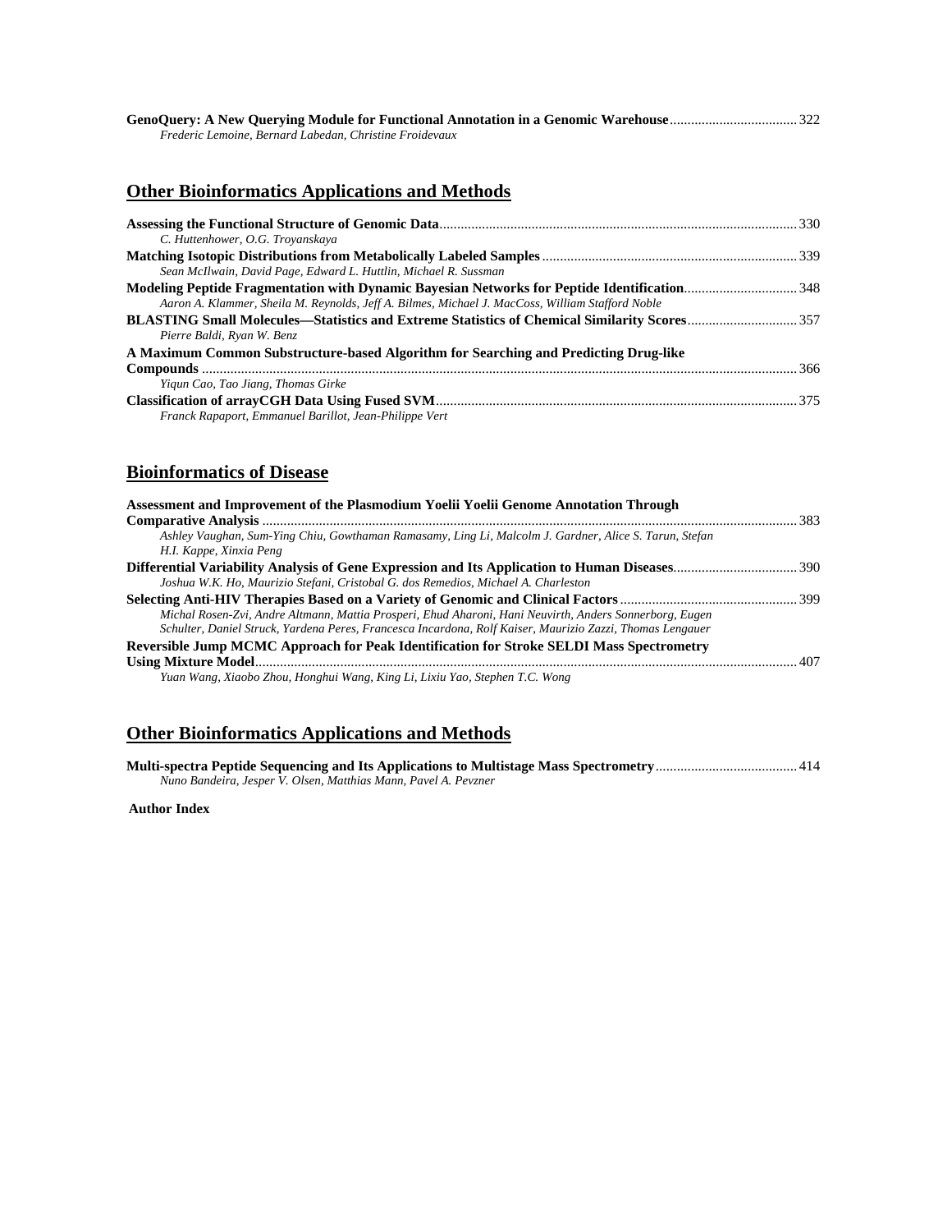**GenoQuery: A New Querying Module for Functional Annotation in a Genomic Warehouse** .................................... 322
*Frederic Lemoine, Bernard Labedan, Christine Froidevaux*

## Other Bioinformatics Applications and Methods

**Assessing the Functional Structure of Genomic Data** .................................................................................................... 330
*C. Huttenhower, O.G. Troyanskaya*

**Matching Isotopic Distributions from Metabolically Labeled Samples** ....................................................................... 339
*Sean McIlwain, David Page, Edward L. Huttlin, Michael R. Sussman*

**Modeling Peptide Fragmentation with Dynamic Bayesian Networks for Peptide Identification** ................................ 348
*Aaron A. Klammer, Sheila M. Reynolds, Jeff A. Bilmes, Michael J. MacCoss, William Stafford Noble*

**BLASTING Small Molecules—Statistics and Extreme Statistics of Chemical Similarity Scores** ............................... 357
*Pierre Baldi, Ryan W. Benz*

**A Maximum Common Substructure-based Algorithm for Searching and Predicting Drug-like Compounds** ........................................................................................................................................................ 366
*Yiqun Cao, Tao Jiang, Thomas Girke*

**Classification of arrayCGH Data Using Fused SVM** ..................................................................................................... 375
*Franck Rapaport, Emmanuel Barillot, Jean-Philippe Vert*

## Bioinformatics of Disease

**Assessment and Improvement of the Plasmodium Yoelii Yoelii Genome Annotation Through Comparative Analysis** ....................................................................................................................................................... 383
*Ashley Vaughan, Sum-Ying Chiu, Gowthaman Ramasamy, Ling Li, Malcolm J. Gardner, Alice S. Tarun, Stefan H.I. Kappe, Xinxia Peng*

**Differential Variability Analysis of Gene Expression and Its Application to Human Diseases** .................................. 390
*Joshua W.K. Ho, Maurizio Stefani, Cristobal G. dos Remedios, Michael A. Charleston*

**Selecting Anti-HIV Therapies Based on a Variety of Genomic and Clinical Factors** ................................................. 399
*Michal Rosen-Zvi, Andre Altmann, Mattia Prosperi, Ehud Aharoni, Hani Neuvirth, Anders Sonnerborg, Eugen Schulter, Daniel Struck, Yardena Peres, Francesca Incardona, Rolf Kaiser, Maurizio Zazzi, Thomas Lengauer*

**Reversible Jump MCMC Approach for Peak Identification for Stroke SELDI Mass Spectrometry Using Mixture Model** ........................................................................................................................................................ 407
*Yuan Wang, Xiaobo Zhou, Honghui Wang, King Li, Lixiu Yao, Stephen T.C. Wong*

## Other Bioinformatics Applications and Methods

**Multi-spectra Peptide Sequencing and Its Applications to Multistage Mass Spectrometry** ........................................ 414
*Nuno Bandeira, Jesper V. Olsen, Matthias Mann, Pavel A. Pevzner*

**Author Index**